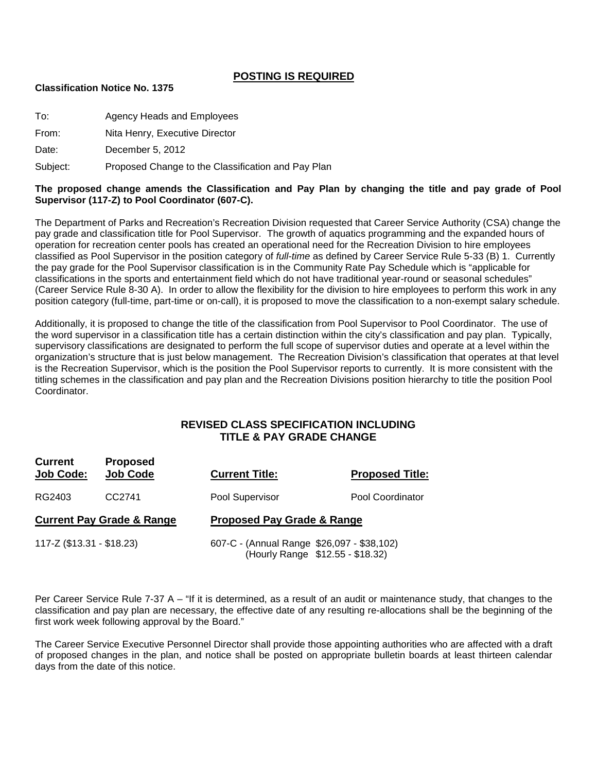## POSTING IS REQUIRED

**Classification Notice No. 1375**

To: Agency Heads and Employees

From: Nita Henry, Executive Director

Date: December 5, 2012

Subject: Proposed Change to the Classification and Pay Plan

**The proposed change amends the Classification and Pay Plan by changing the title and pay grade of Pool Supervisor (117-Z) to Pool Coordinator (607-C).**

The Department of Parks and Recreation's Recreation Division requested that Career Service Authority (CSA) change the pay grade and classification title for Pool Supervisor. The growth of aquatics programming and the expanded hours of operation for recreation center pools has created an operational need for the Recreation Division to hire employees classified as Pool Supervisor in the position category of *full-time* as defined by Career Service Rule 5-33 (B) 1. Currently the pay grade for the Pool Supervisor classification is in the Community Rate Pay Schedule which is "applicable for classifications in the sports and entertainment field which do not have traditional year-round or seasonal schedules" (Career Service Rule 8-30 A). In order to allow the flexibility for the division to hire employees to perform this work in any position category (full-time, part-time or on-call), it is proposed to move the classification to a non-exempt salary schedule.

Additionally, it is proposed to change the title of the classification from Pool Supervisor to Pool Coordinator. The use of the word supervisor in a classification title has a certain distinction within the city's classification and pay plan. Typically, supervisory classifications are designated to perform the full scope of supervisor duties and operate at a level within the organization's structure that is just below management. The Recreation Division's classification that operates at that level is the Recreation Supervisor, which is the position the Pool Supervisor reports to currently. It is more consistent with the titling schemes in the classification and pay plan and the Recreation Divisions position hierarchy to title the position Pool Coordinator.

### REVISED CLASS SPECIFICATION INCLUDING TITLE & PAY GRADE CHANGE

| Current Job Code: | Proposed Job Code | Current Title: | Proposed Title: |
|---|---|---|---|
| RG2403 | CC2741 | Pool Supervisor | Pool Coordinator |

| Current Pay Grade & Range | Proposed Pay Grade & Range |
|---|---|
| 117-Z ($13.31 - $18.23) | 607-C - (Annual Range $26,097 - $38,102) (Hourly Range $12.55 - $18.32) |

Per Career Service Rule 7-37 A – "If it is determined, as a result of an audit or maintenance study, that changes to the classification and pay plan are necessary, the effective date of any resulting re-allocations shall be the beginning of the first work week following approval by the Board."

The Career Service Executive Personnel Director shall provide those appointing authorities who are affected with a draft of proposed changes in the plan, and notice shall be posted on appropriate bulletin boards at least thirteen calendar days from the date of this notice.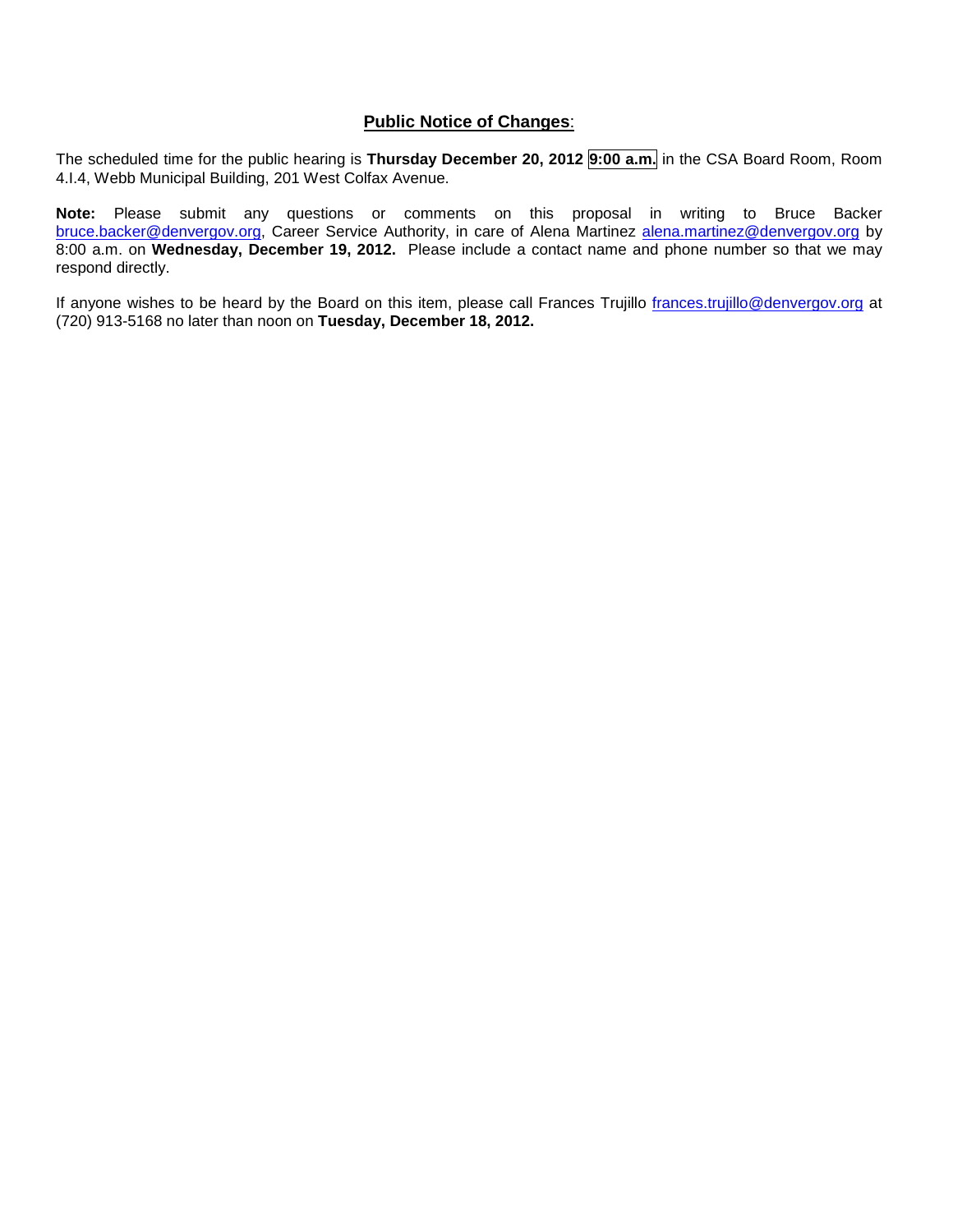**Public Notice of Changes**:

The scheduled time for the public hearing is **Thursday December 20, 2012** **9:00 a.m.** in the CSA Board Room, Room 4.I.4, Webb Municipal Building, 201 West Colfax Avenue.

**Note:** Please submit any questions or comments on this proposal in writing to Bruce Backer bruce.backer@denvergov.org, Career Service Authority, in care of Alena Martinez alena.martinez@denvergov.org by 8:00 a.m. on **Wednesday, December 19, 2012.** Please include a contact name and phone number so that we may respond directly.

If anyone wishes to be heard by the Board on this item, please call Frances Trujillo frances.trujillo@denvergov.org at (720) 913-5168 no later than noon on **Tuesday, December 18, 2012.**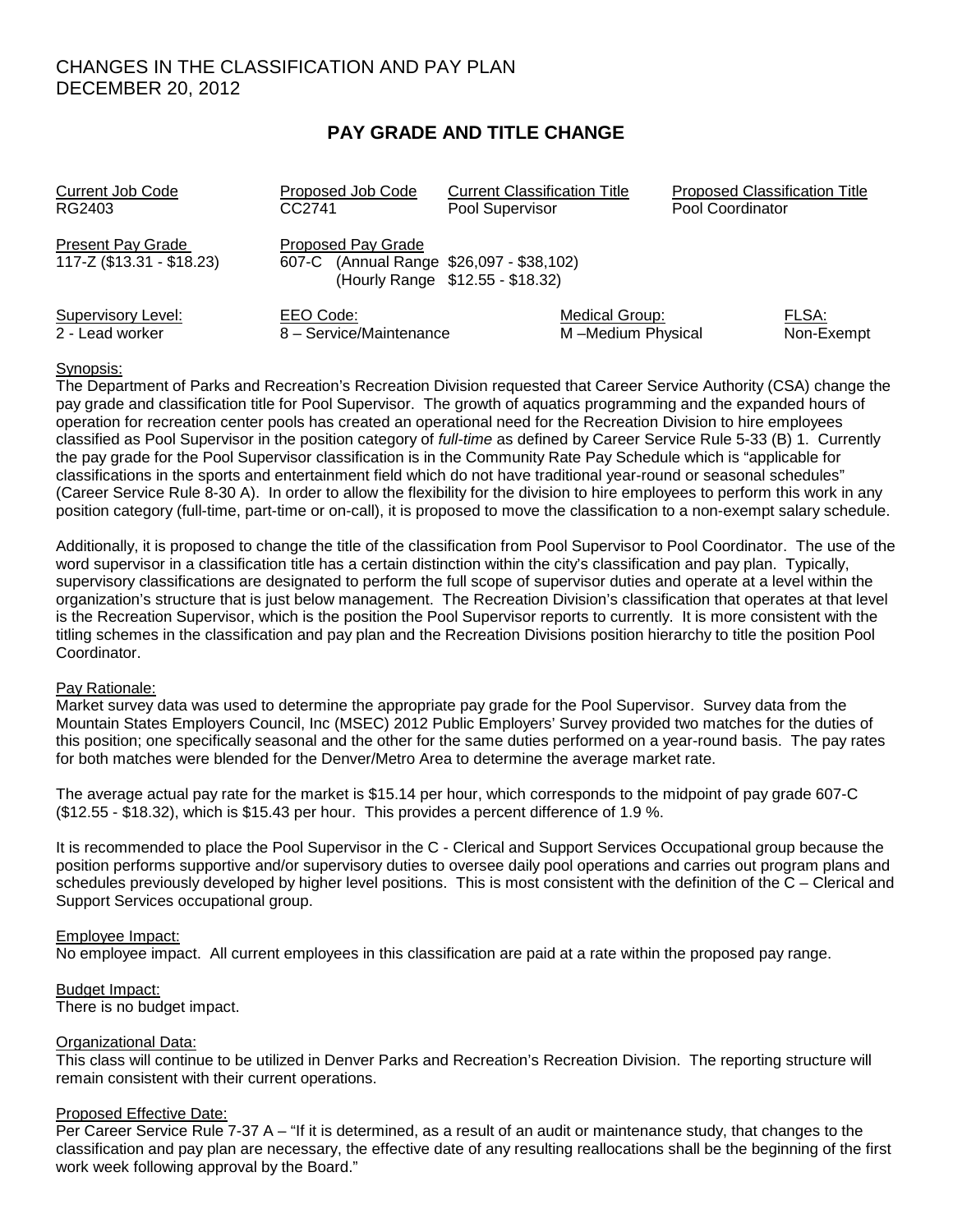CHANGES IN THE CLASSIFICATION AND PAY PLAN
DECEMBER 20, 2012

## PAY GRADE AND TITLE CHANGE

| Current Job Code | Proposed Job Code | Current Classification Title | Proposed Classification Title |
|---|---|---|---|
| RG2403 | CC2741 | Pool Supervisor | Pool Coordinator |

| Present Pay Grade | Proposed Pay Grade |
|---|---|
| 117-Z ($13.31 - $18.23) | 607-C (Annual Range $26,097 - $38,102) (Hourly Range $12.55 - $18.32) |

| Supervisory Level: | EEO Code: | Medical Group: | FLSA: |
|---|---|---|---|
| 2 - Lead worker | 8 – Service/Maintenance | M –Medium Physical | Non-Exempt |

Synopsis:
The Department of Parks and Recreation's Recreation Division requested that Career Service Authority (CSA) change the pay grade and classification title for Pool Supervisor. The growth of aquatics programming and the expanded hours of operation for recreation center pools has created an operational need for the Recreation Division to hire employees classified as Pool Supervisor in the position category of *full-time* as defined by Career Service Rule 5-33 (B) 1. Currently the pay grade for the Pool Supervisor classification is in the Community Rate Pay Schedule which is "applicable for classifications in the sports and entertainment field which do not have traditional year-round or seasonal schedules" (Career Service Rule 8-30 A). In order to allow the flexibility for the division to hire employees to perform this work in any position category (full-time, part-time or on-call), it is proposed to move the classification to a non-exempt salary schedule.

Additionally, it is proposed to change the title of the classification from Pool Supervisor to Pool Coordinator. The use of the word supervisor in a classification title has a certain distinction within the city's classification and pay plan. Typically, supervisory classifications are designated to perform the full scope of supervisor duties and operate at a level within the organization's structure that is just below management. The Recreation Division's classification that operates at that level is the Recreation Supervisor, which is the position the Pool Supervisor reports to currently. It is more consistent with the titling schemes in the classification and pay plan and the Recreation Divisions position hierarchy to title the position Pool Coordinator.

Pay Rationale:
Market survey data was used to determine the appropriate pay grade for the Pool Supervisor. Survey data from the Mountain States Employers Council, Inc (MSEC) 2012 Public Employers' Survey provided two matches for the duties of this position; one specifically seasonal and the other for the same duties performed on a year-round basis. The pay rates for both matches were blended for the Denver/Metro Area to determine the average market rate.

The average actual pay rate for the market is $15.14 per hour, which corresponds to the midpoint of pay grade 607-C ($12.55 - $18.32), which is $15.43 per hour. This provides a percent difference of 1.9 %.

It is recommended to place the Pool Supervisor in the C - Clerical and Support Services Occupational group because the position performs supportive and/or supervisory duties to oversee daily pool operations and carries out program plans and schedules previously developed by higher level positions. This is most consistent with the definition of the C – Clerical and Support Services occupational group.

Employee Impact:
No employee impact. All current employees in this classification are paid at a rate within the proposed pay range.

Budget Impact:
There is no budget impact.

Organizational Data:
This class will continue to be utilized in Denver Parks and Recreation's Recreation Division. The reporting structure will remain consistent with their current operations.

Proposed Effective Date:
Per Career Service Rule 7-37 A – "If it is determined, as a result of an audit or maintenance study, that changes to the classification and pay plan are necessary, the effective date of any resulting reallocations shall be the beginning of the first work week following approval by the Board."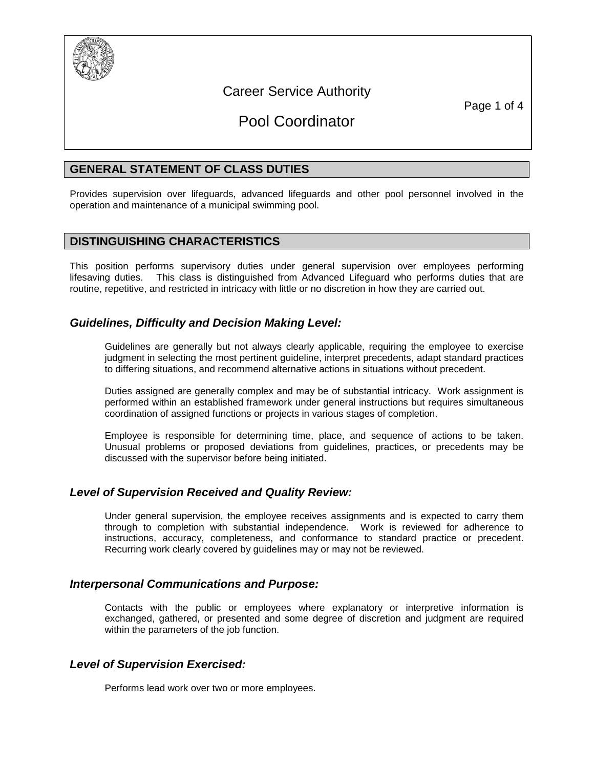# Career Service Authority

# Pool Coordinator

## GENERAL STATEMENT OF CLASS DUTIES

Provides supervision over lifeguards, advanced lifeguards and other pool personnel involved in the operation and maintenance of a municipal swimming pool.

## DISTINGUISHING CHARACTERISTICS

This position performs supervisory duties under general supervision over employees performing lifesaving duties. This class is distinguished from Advanced Lifeguard who performs duties that are routine, repetitive, and restricted in intricacy with little or no discretion in how they are carried out.

### *Guidelines, Difficulty and Decision Making Level:*

Guidelines are generally but not always clearly applicable, requiring the employee to exercise judgment in selecting the most pertinent guideline, interpret precedents, adapt standard practices to differing situations, and recommend alternative actions in situations without precedent.

Duties assigned are generally complex and may be of substantial intricacy. Work assignment is performed within an established framework under general instructions but requires simultaneous coordination of assigned functions or projects in various stages of completion.

Employee is responsible for determining time, place, and sequence of actions to be taken. Unusual problems or proposed deviations from guidelines, practices, or precedents may be discussed with the supervisor before being initiated.

### *Level of Supervision Received and Quality Review:*

Under general supervision, the employee receives assignments and is expected to carry them through to completion with substantial independence. Work is reviewed for adherence to instructions, accuracy, completeness, and conformance to standard practice or precedent. Recurring work clearly covered by guidelines may or may not be reviewed.

### *Interpersonal Communications and Purpose:*

Contacts with the public or employees where explanatory or interpretive information is exchanged, gathered, or presented and some degree of discretion and judgment are required within the parameters of the job function.

### *Level of Supervision Exercised:*

Performs lead work over two or more employees.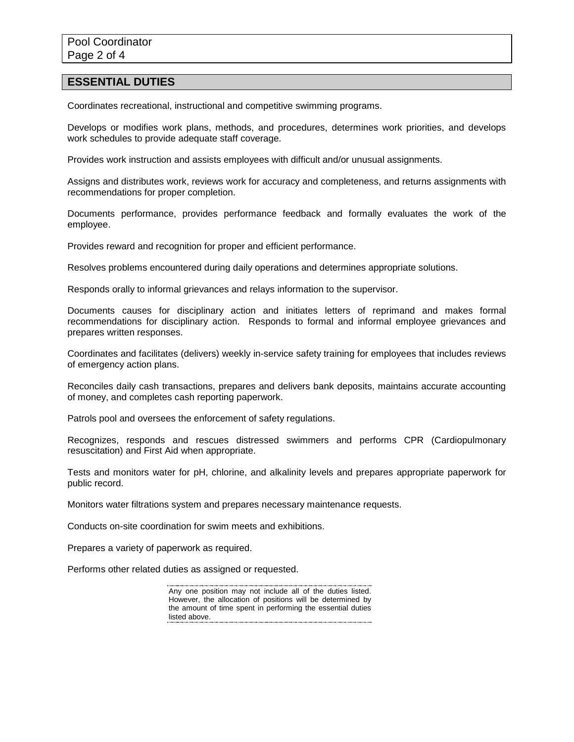## ESSENTIAL DUTIES

Coordinates recreational, instructional and competitive swimming programs.

Develops or modifies work plans, methods, and procedures, determines work priorities, and develops work schedules to provide adequate staff coverage.

Provides work instruction and assists employees with difficult and/or unusual assignments.

Assigns and distributes work, reviews work for accuracy and completeness, and returns assignments with recommendations for proper completion.

Documents performance, provides performance feedback and formally evaluates the work of the employee.

Provides reward and recognition for proper and efficient performance.

Resolves problems encountered during daily operations and determines appropriate solutions.

Responds orally to informal grievances and relays information to the supervisor.

Documents causes for disciplinary action and initiates letters of reprimand and makes formal recommendations for disciplinary action. Responds to formal and informal employee grievances and prepares written responses.

Coordinates and facilitates (delivers) weekly in-service safety training for employees that includes reviews of emergency action plans.

Reconciles daily cash transactions, prepares and delivers bank deposits, maintains accurate accounting of money, and completes cash reporting paperwork.

Patrols pool and oversees the enforcement of safety regulations.

Recognizes, responds and rescues distressed swimmers and performs CPR (Cardiopulmonary resuscitation) and First Aid when appropriate.

Tests and monitors water for pH, chlorine, and alkalinity levels and prepares appropriate paperwork for public record.

Monitors water filtrations system and prepares necessary maintenance requests.

Conducts on-site coordination for swim meets and exhibitions.

Prepares a variety of paperwork as required.

Performs other related duties as assigned or requested.

Any one position may not include all of the duties listed. However, the allocation of positions will be determined by the amount of time spent in performing the essential duties listed above.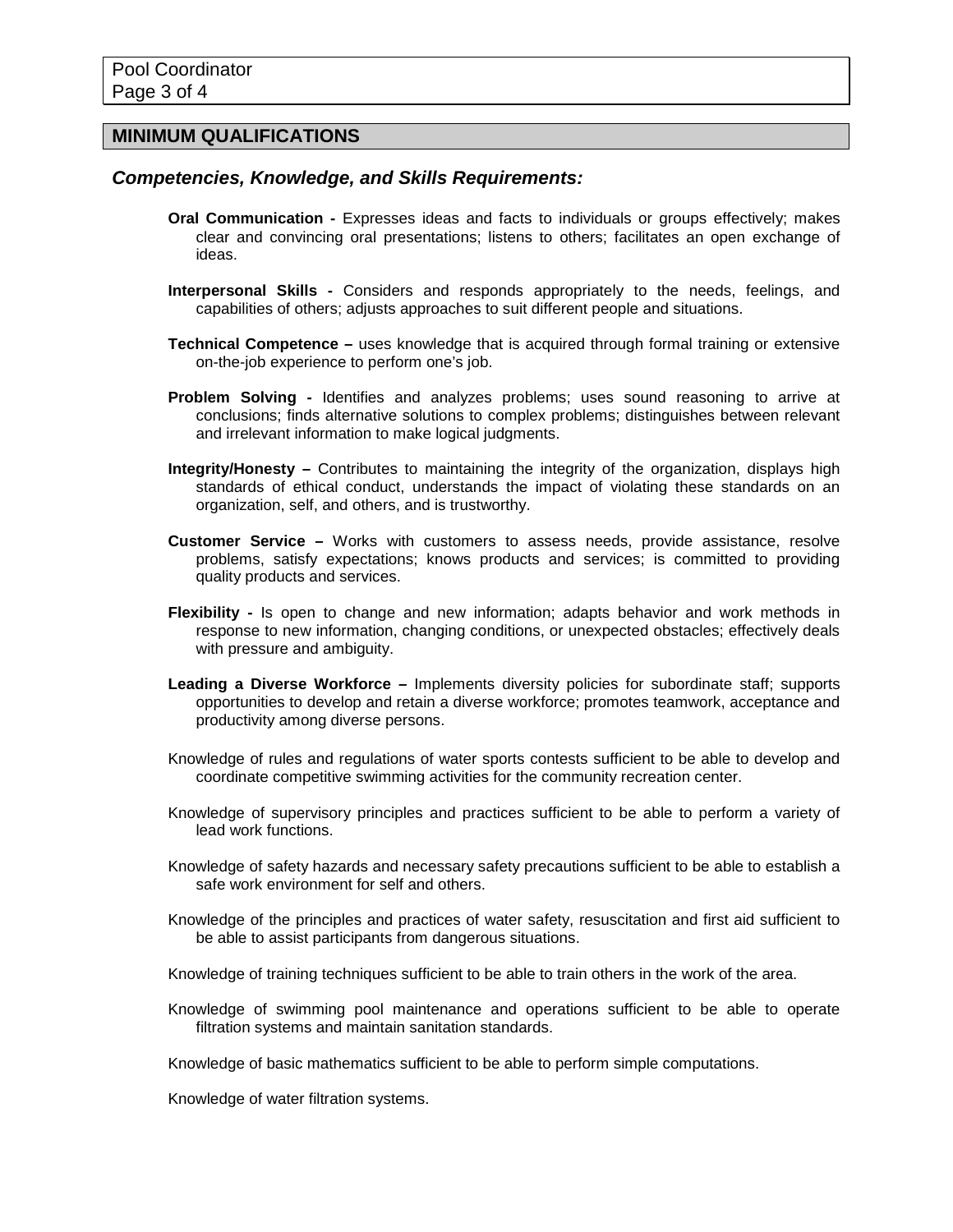## MINIMUM QUALIFICATIONS

### *Competencies, Knowledge, and Skills Requirements:*

**Oral Communication -** Expresses ideas and facts to individuals or groups effectively; makes clear and convincing oral presentations; listens to others; facilitates an open exchange of ideas.

**Interpersonal Skills -** Considers and responds appropriately to the needs, feelings, and capabilities of others; adjusts approaches to suit different people and situations.

**Technical Competence –** uses knowledge that is acquired through formal training or extensive on-the-job experience to perform one's job.

**Problem Solving -** Identifies and analyzes problems; uses sound reasoning to arrive at conclusions; finds alternative solutions to complex problems; distinguishes between relevant and irrelevant information to make logical judgments.

**Integrity/Honesty –** Contributes to maintaining the integrity of the organization, displays high standards of ethical conduct, understands the impact of violating these standards on an organization, self, and others, and is trustworthy.

**Customer Service –** Works with customers to assess needs, provide assistance, resolve problems, satisfy expectations; knows products and services; is committed to providing quality products and services.

**Flexibility -** Is open to change and new information; adapts behavior and work methods in response to new information, changing conditions, or unexpected obstacles; effectively deals with pressure and ambiguity.

**Leading a Diverse Workforce –** Implements diversity policies for subordinate staff; supports opportunities to develop and retain a diverse workforce; promotes teamwork, acceptance and productivity among diverse persons.

Knowledge of rules and regulations of water sports contests sufficient to be able to develop and coordinate competitive swimming activities for the community recreation center.

Knowledge of supervisory principles and practices sufficient to be able to perform a variety of lead work functions.

Knowledge of safety hazards and necessary safety precautions sufficient to be able to establish a safe work environment for self and others.

Knowledge of the principles and practices of water safety, resuscitation and first aid sufficient to be able to assist participants from dangerous situations.

Knowledge of training techniques sufficient to be able to train others in the work of the area.

Knowledge of swimming pool maintenance and operations sufficient to be able to operate filtration systems and maintain sanitation standards.

Knowledge of basic mathematics sufficient to be able to perform simple computations.

Knowledge of water filtration systems.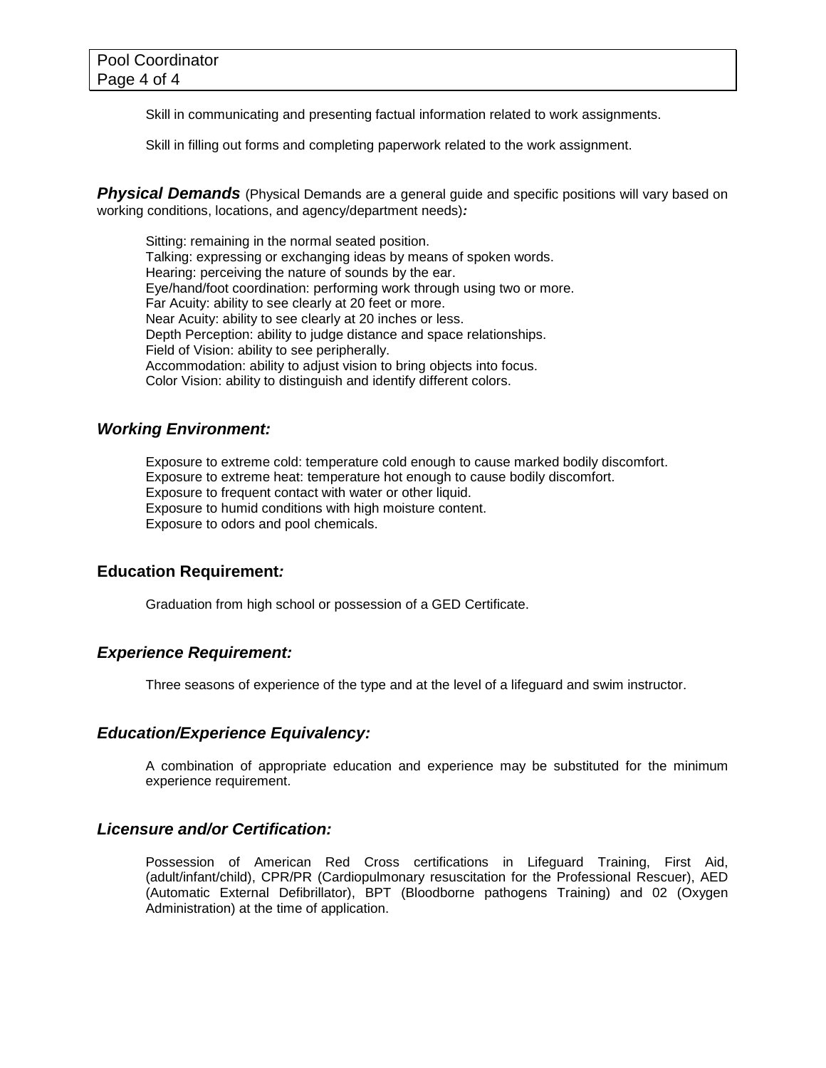Skill in communicating and presenting factual information related to work assignments.

Skill in filling out forms and completing paperwork related to the work assignment.

***Physical Demands*** (Physical Demands are a general guide and specific positions will vary based on working conditions, locations, and agency/department needs)***:***

Sitting: remaining in the normal seated position.
Talking: expressing or exchanging ideas by means of spoken words.
Hearing: perceiving the nature of sounds by the ear.
Eye/hand/foot coordination: performing work through using two or more.
Far Acuity: ability to see clearly at 20 feet or more.
Near Acuity: ability to see clearly at 20 inches or less.
Depth Perception: ability to judge distance and space relationships.
Field of Vision: ability to see peripherally.
Accommodation: ability to adjust vision to bring objects into focus.
Color Vision: ability to distinguish and identify different colors.

### *Working Environment:*

Exposure to extreme cold: temperature cold enough to cause marked bodily discomfort.
Exposure to extreme heat: temperature hot enough to cause bodily discomfort.
Exposure to frequent contact with water or other liquid.
Exposure to humid conditions with high moisture content.
Exposure to odors and pool chemicals.

### Education Requirement*:*

Graduation from high school or possession of a GED Certificate.

### *Experience Requirement:*

Three seasons of experience of the type and at the level of a lifeguard and swim instructor.

### *Education/Experience Equivalency:*

A combination of appropriate education and experience may be substituted for the minimum experience requirement.

### *Licensure and/or Certification:*

Possession of American Red Cross certifications in Lifeguard Training, First Aid, (adult/infant/child), CPR/PR (Cardiopulmonary resuscitation for the Professional Rescuer), AED (Automatic External Defibrillator), BPT (Bloodborne pathogens Training) and 02 (Oxygen Administration) at the time of application.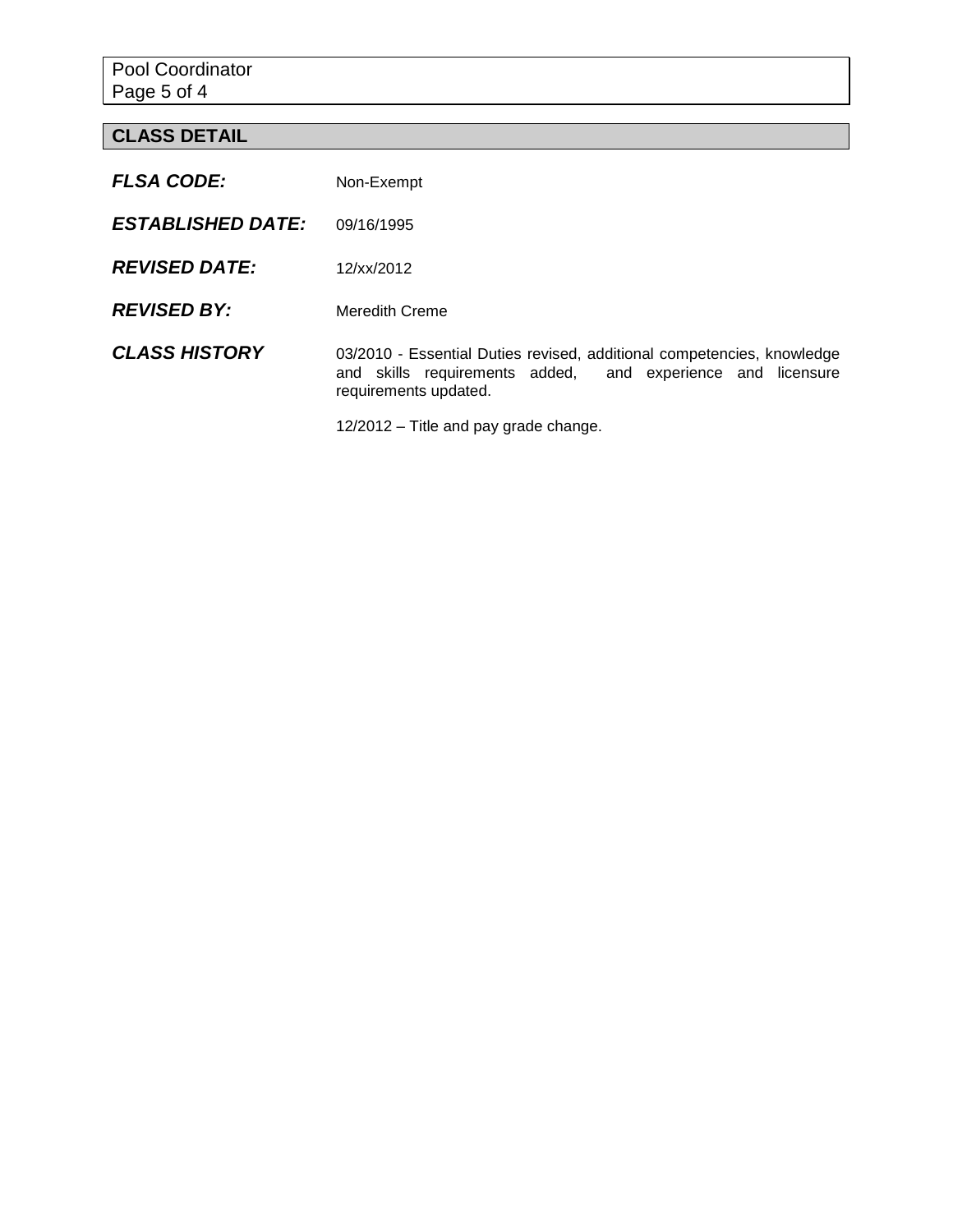## CLASS DETAIL

***FLSA CODE:*** Non-Exempt

***ESTABLISHED DATE:*** 09/16/1995

***REVISED DATE:*** 12/xx/2012

***REVISED BY:*** Meredith Creme

***CLASS HISTORY*** 03/2010 - Essential Duties revised, additional competencies, knowledge and skills requirements added, and experience and licensure requirements updated.

12/2012 – Title and pay grade change.